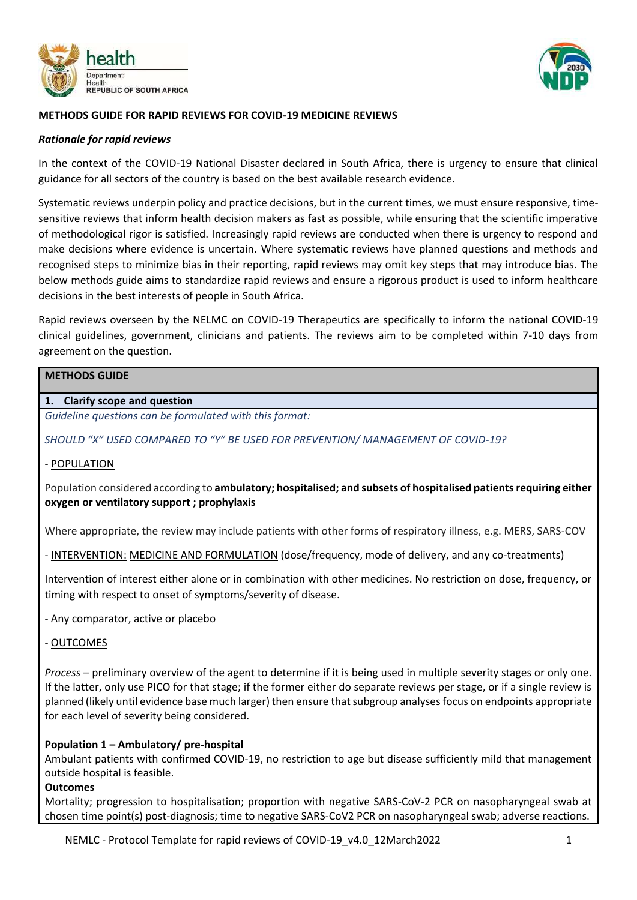**METHODS GUIDE FOR RAPID REVIEWS FOR COVID-19 MEDICINE REVIEWS**

***Rationale for rapid reviews***

In the context of the COVID-19 National Disaster declared in South Africa, there is urgency to ensure that clinical guidance for all sectors of the country is based on the best available research evidence.

Systematic reviews underpin policy and practice decisions, but in the current times, we must ensure responsive, time-sensitive reviews that inform health decision makers as fast as possible, while ensuring that the scientific imperative of methodological rigor is satisfied. Increasingly rapid reviews are conducted when there is urgency to respond and make decisions where evidence is uncertain. Where systematic reviews have planned questions and methods and recognised steps to minimize bias in their reporting, rapid reviews may omit key steps that may introduce bias. The below methods guide aims to standardize rapid reviews and ensure a rigorous product is used to inform healthcare decisions in the best interests of people in South Africa.

Rapid reviews overseen by the NELMC on COVID-19 Therapeutics are specifically to inform the national COVID-19 clinical guidelines, government, clinicians and patients. The reviews aim to be completed within 7-10 days from agreement on the question.

## METHODS GUIDE

### 1. Clarify scope and question

*Guideline questions can be formulated with this format:*

*SHOULD "X" USED COMPARED TO "Y" BE USED FOR PREVENTION/ MANAGEMENT OF COVID-19?*

- POPULATION

Population considered according to **ambulatory; hospitalised; and subsets of hospitalised patients requiring either oxygen or ventilatory support ; prophylaxis**

Where appropriate, the review may include patients with other forms of respiratory illness, e.g. MERS, SARS-COV

- INTERVENTION: MEDICINE AND FORMULATION (dose/frequency, mode of delivery, and any co-treatments)

Intervention of interest either alone or in combination with other medicines. No restriction on dose, frequency, or timing with respect to onset of symptoms/severity of disease.

- Any comparator, active or placebo

- OUTCOMES

*Process* – preliminary overview of the agent to determine if it is being used in multiple severity stages or only one. If the latter, only use PICO for that stage; if the former either do separate reviews per stage, or if a single review is planned (likely until evidence base much larger) then ensure that subgroup analyses focus on endpoints appropriate for each level of severity being considered.

**Population 1 – Ambulatory/ pre-hospital**

Ambulant patients with confirmed COVID-19, no restriction to age but disease sufficiently mild that management outside hospital is feasible.

**Outcomes**

Mortality; progression to hospitalisation; proportion with negative SARS-CoV-2 PCR on nasopharyngeal swab at chosen time point(s) post-diagnosis; time to negative SARS-CoV2 PCR on nasopharyngeal swab; adverse reactions.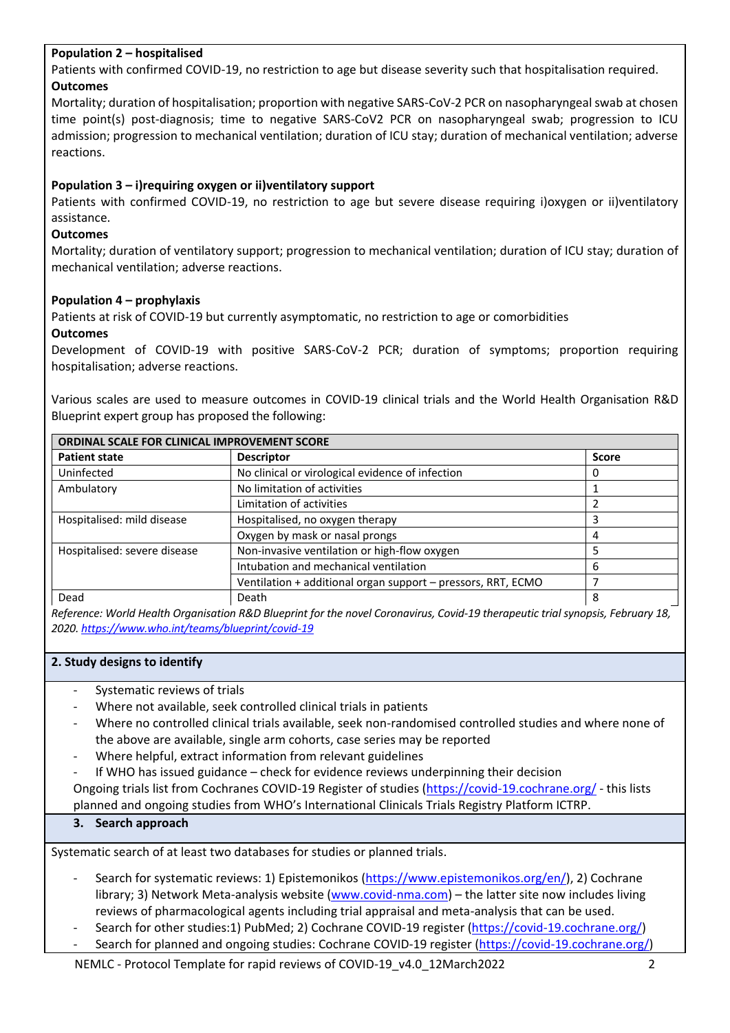**Population 2 – hospitalised**

Patients with confirmed COVID-19, no restriction to age but disease severity such that hospitalisation required.

**Outcomes**

Mortality; duration of hospitalisation; proportion with negative SARS-CoV-2 PCR on nasopharyngeal swab at chosen time point(s) post-diagnosis; time to negative SARS-CoV2 PCR on nasopharyngeal swab; progression to ICU admission; progression to mechanical ventilation; duration of ICU stay; duration of mechanical ventilation; adverse reactions.

**Population 3 – i)requiring oxygen or ii)ventilatory support**

Patients with confirmed COVID-19, no restriction to age but severe disease requiring i)oxygen or ii)ventilatory assistance.

**Outcomes**

Mortality; duration of ventilatory support; progression to mechanical ventilation; duration of ICU stay; duration of mechanical ventilation; adverse reactions.

**Population 4 – prophylaxis**

Patients at risk of COVID-19 but currently asymptomatic, no restriction to age or comorbidities

**Outcomes**

Development of COVID-19 with positive SARS-CoV-2 PCR; duration of symptoms; proportion requiring hospitalisation; adverse reactions.

Various scales are used to measure outcomes in COVID-19 clinical trials and the World Health Organisation R&D Blueprint expert group has proposed the following:

| **ORDINAL SCALE FOR CLINICAL IMPROVEMENT SCORE** | | |
|---|---|---|
| **Patient state** | **Descriptor** | **Score** |
| Uninfected | No clinical or virological evidence of infection | 0 |
| Ambulatory | No limitation of activities | 1 |
| | Limitation of activities | 2 |
| Hospitalised: mild disease | Hospitalised, no oxygen therapy | 3 |
| | Oxygen by mask or nasal prongs | 4 |
| Hospitalised: severe disease | Non-invasive ventilation or high-flow oxygen | 5 |
| | Intubation and mechanical ventilation | 6 |
| | Ventilation + additional organ support – pressors, RRT, ECMO | 7 |
| Dead | Death | 8 |

*Reference: World Health Organisation R&D Blueprint for the novel Coronavirus, Covid-19 therapeutic trial synopsis, February 18, 2020.* *https://www.who.int/teams/blueprint/covid-19*

## 2. Study designs to identify

- Systematic reviews of trials
- Where not available, seek controlled clinical trials in patients
- Where no controlled clinical trials available, seek non-randomised controlled studies and where none of the above are available, single arm cohorts, case series may be reported
- Where helpful, extract information from relevant guidelines
- If WHO has issued guidance – check for evidence reviews underpinning their decision

Ongoing trials list from Cochranes COVID-19 Register of studies (https://covid-19.cochrane.org/ - this lists planned and ongoing studies from WHO's International Clinicals Trials Registry Platform ICTRP.

## 3. Search approach

Systematic search of at least two databases for studies or planned trials.

- Search for systematic reviews: 1) Epistemonikos (https://www.epistemonikos.org/en/), 2) Cochrane library; 3) Network Meta-analysis website (www.covid-nma.com) – the latter site now includes living reviews of pharmacological agents including trial appraisal and meta-analysis that can be used.
- Search for other studies:1) PubMed; 2) Cochrane COVID-19 register (https://covid-19.cochrane.org/)
- Search for planned and ongoing studies: Cochrane COVID-19 register (https://covid-19.cochrane.org/)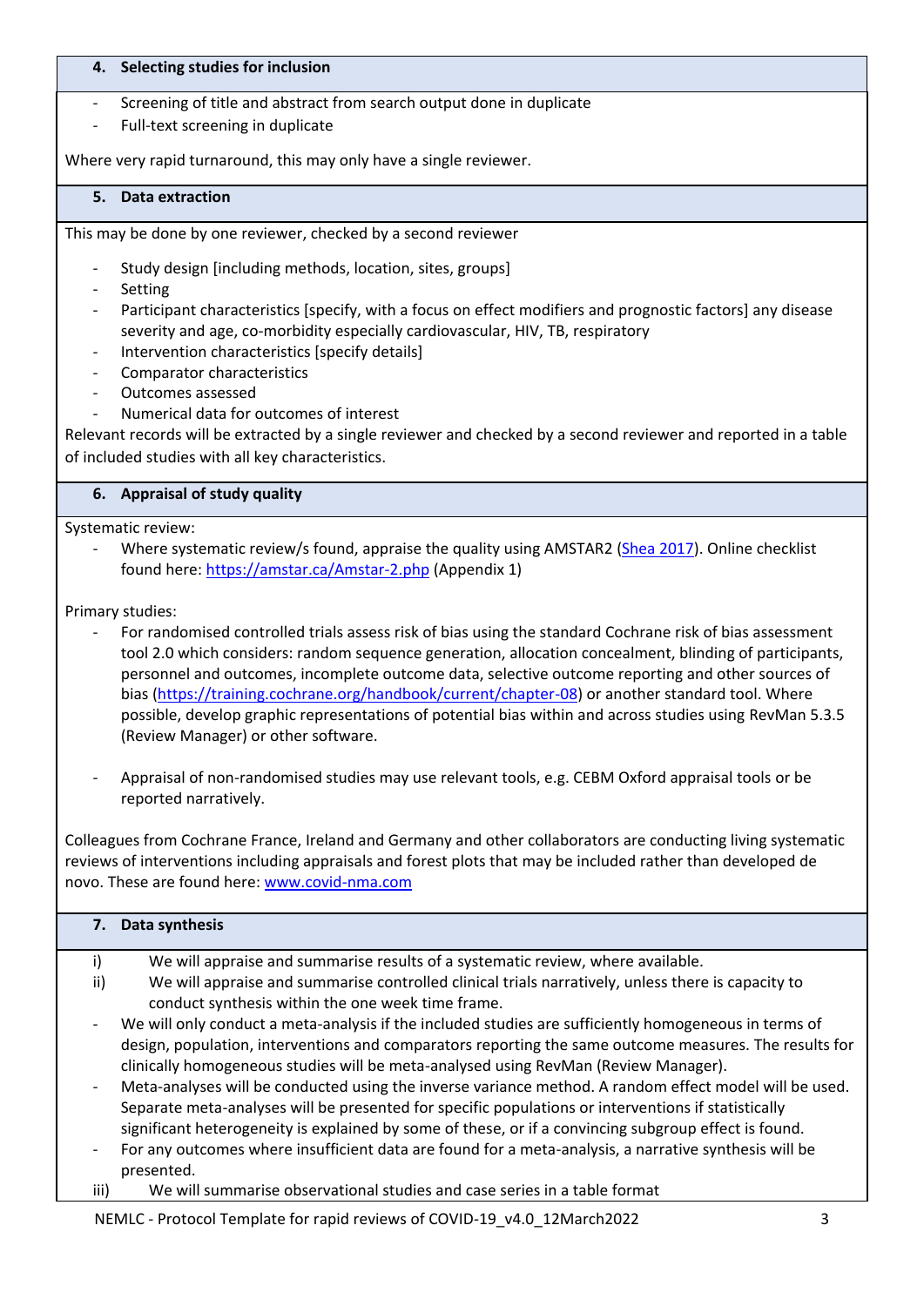## 4. Selecting studies for inclusion

- Screening of title and abstract from search output done in duplicate
- Full-text screening in duplicate

Where very rapid turnaround, this may only have a single reviewer.

## 5. Data extraction

This may be done by one reviewer, checked by a second reviewer

- Study design [including methods, location, sites, groups]
- Setting
- Participant characteristics [specify, with a focus on effect modifiers and prognostic factors] any disease severity and age, co-morbidity especially cardiovascular, HIV, TB, respiratory
- Intervention characteristics [specify details]
- Comparator characteristics
- Outcomes assessed
- Numerical data for outcomes of interest

Relevant records will be extracted by a single reviewer and checked by a second reviewer and reported in a table of included studies with all key characteristics.

## 6. Appraisal of study quality

Systematic review:

- Where systematic review/s found, appraise the quality using AMSTAR2 (Shea 2017). Online checklist found here: https://amstar.ca/Amstar-2.php (Appendix 1)

Primary studies:

- For randomised controlled trials assess risk of bias using the standard Cochrane risk of bias assessment tool 2.0 which considers: random sequence generation, allocation concealment, blinding of participants, personnel and outcomes, incomplete outcome data, selective outcome reporting and other sources of bias (https://training.cochrane.org/handbook/current/chapter-08) or another standard tool. Where possible, develop graphic representations of potential bias within and across studies using RevMan 5.3.5 (Review Manager) or other software.

- Appraisal of non-randomised studies may use relevant tools, e.g. CEBM Oxford appraisal tools or be reported narratively.

Colleagues from Cochrane France, Ireland and Germany and other collaborators are conducting living systematic reviews of interventions including appraisals and forest plots that may be included rather than developed de novo. These are found here: www.covid-nma.com

## 7. Data synthesis

i) We will appraise and summarise results of a systematic review, where available.

ii) We will appraise and summarise controlled clinical trials narratively, unless there is capacity to conduct synthesis within the one week time frame.

- We will only conduct a meta-analysis if the included studies are sufficiently homogeneous in terms of design, population, interventions and comparators reporting the same outcome measures. The results for clinically homogeneous studies will be meta-analysed using RevMan (Review Manager).
- Meta-analyses will be conducted using the inverse variance method. A random effect model will be used. Separate meta-analyses will be presented for specific populations or interventions if statistically significant heterogeneity is explained by some of these, or if a convincing subgroup effect is found.
- For any outcomes where insufficient data are found for a meta-analysis, a narrative synthesis will be presented.

iii) We will summarise observational studies and case series in a table format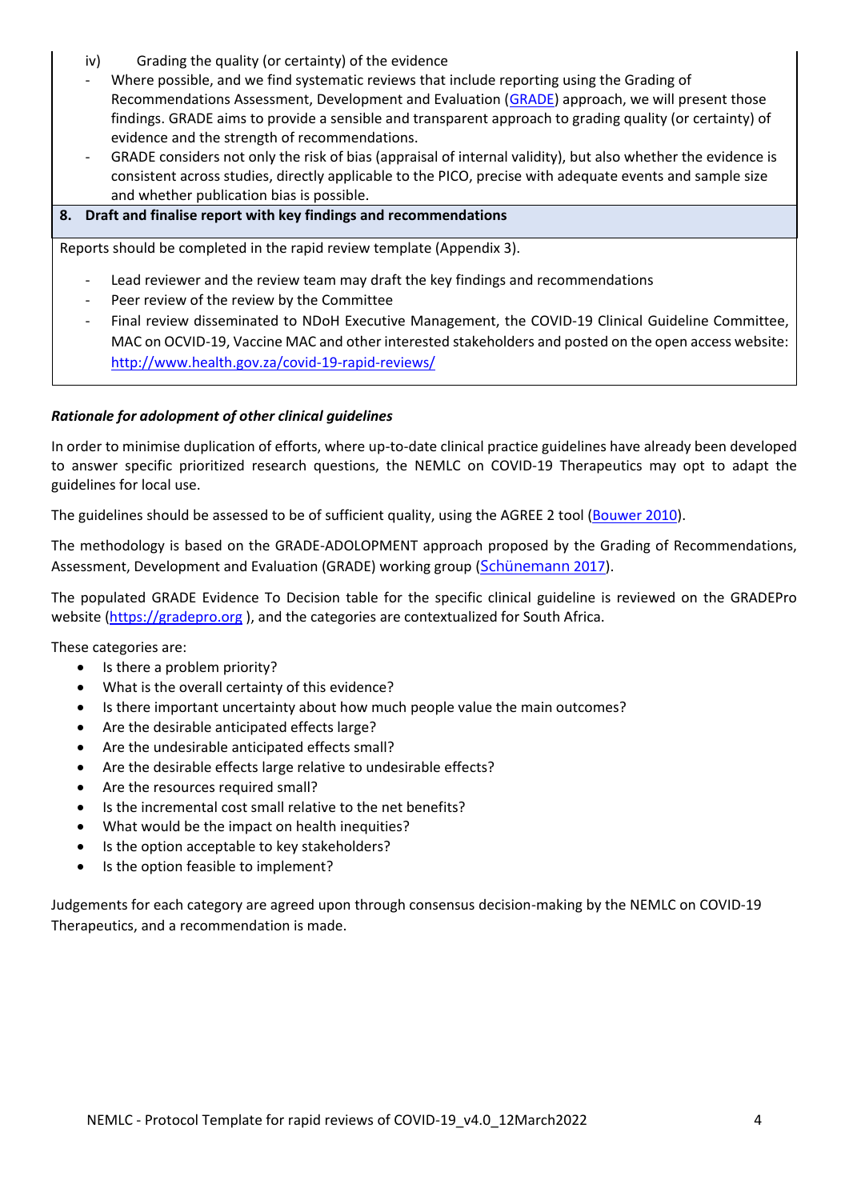iv) Grading the quality (or certainty) of the evidence

- Where possible, and we find systematic reviews that include reporting using the Grading of Recommendations Assessment, Development and Evaluation (GRADE) approach, we will present those findings. GRADE aims to provide a sensible and transparent approach to grading quality (or certainty) of evidence and the strength of recommendations.
- GRADE considers not only the risk of bias (appraisal of internal validity), but also whether the evidence is consistent across studies, directly applicable to the PICO, precise with adequate events and sample size and whether publication bias is possible.

**8. Draft and finalise report with key findings and recommendations**

Reports should be completed in the rapid review template (Appendix 3).

- Lead reviewer and the review team may draft the key findings and recommendations
- Peer review of the review by the Committee
- Final review disseminated to NDoH Executive Management, the COVID-19 Clinical Guideline Committee, MAC on OCVID-19, Vaccine MAC and other interested stakeholders and posted on the open access website: http://www.health.gov.za/covid-19-rapid-reviews/

***Rationale for adolopment of other clinical guidelines***

In order to minimise duplication of efforts, where up-to-date clinical practice guidelines have already been developed to answer specific prioritized research questions, the NEMLC on COVID-19 Therapeutics may opt to adapt the guidelines for local use.

The guidelines should be assessed to be of sufficient quality, using the AGREE 2 tool (Bouwer 2010).

The methodology is based on the GRADE-ADOLOPMENT approach proposed by the Grading of Recommendations, Assessment, Development and Evaluation (GRADE) working group (Schünemann 2017).

The populated GRADE Evidence To Decision table for the specific clinical guideline is reviewed on the GRADEPro website (https://gradepro.org ), and the categories are contextualized for South Africa.

These categories are:

- Is there a problem priority?
- What is the overall certainty of this evidence?
- Is there important uncertainty about how much people value the main outcomes?
- Are the desirable anticipated effects large?
- Are the undesirable anticipated effects small?
- Are the desirable effects large relative to undesirable effects?
- Are the resources required small?
- Is the incremental cost small relative to the net benefits?
- What would be the impact on health inequities?
- Is the option acceptable to key stakeholders?
- Is the option feasible to implement?

Judgements for each category are agreed upon through consensus decision-making by the NEMLC on COVID-19 Therapeutics, and a recommendation is made.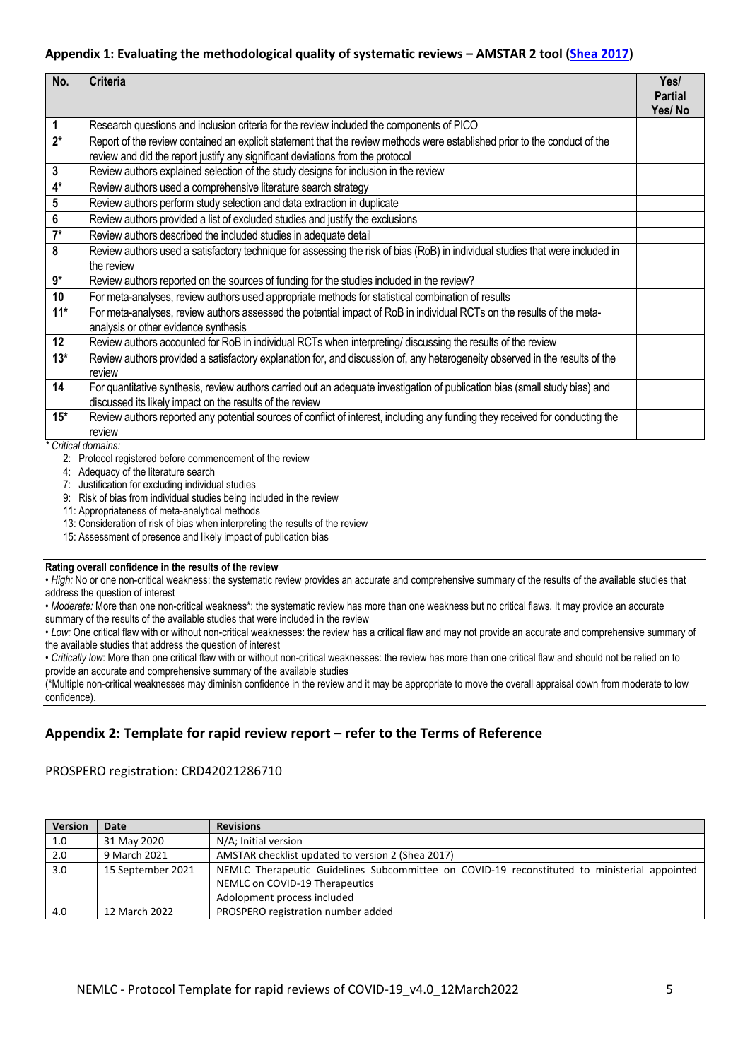### Appendix 1: Evaluating the methodological quality of systematic reviews – AMSTAR 2 tool (Shea 2017)

| No. | Criteria | Yes/ Partial Yes/ No |
|---|---|---|
| 1 | Research questions and inclusion criteria for the review included the components of PICO | |
| 2* | Report of the review contained an explicit statement that the review methods were established prior to the conduct of the review and did the report justify any significant deviations from the protocol | |
| 3 | Review authors explained selection of the study designs for inclusion in the review | |
| 4* | Review authors used a comprehensive literature search strategy | |
| 5 | Review authors perform study selection and data extraction in duplicate | |
| 6 | Review authors provided a list of excluded studies and justify the exclusions | |
| 7* | Review authors described the included studies in adequate detail | |
| 8 | Review authors used a satisfactory technique for assessing the risk of bias (RoB) in individual studies that were included in the review | |
| 9* | Review authors reported on the sources of funding for the studies included in the review? | |
| 10 | For meta-analyses, review authors used appropriate methods for statistical combination of results | |
| 11* | For meta-analyses, review authors assessed the potential impact of RoB in individual RCTs on the results of the meta-analysis or other evidence synthesis | |
| 12 | Review authors accounted for RoB in individual RCTs when interpreting/ discussing the results of the review | |
| 13* | Review authors provided a satisfactory explanation for, and discussion of, any heterogeneity observed in the results of the review | |
| 14 | For quantitative synthesis, review authors carried out an adequate investigation of publication bias (small study bias) and discussed its likely impact on the results of the review | |
| 15* | Review authors reported any potential sources of conflict of interest, including any funding they received for conducting the review | |

*\* Critical domains:*

2: Protocol registered before commencement of the review
4: Adequacy of the literature search
7: Justification for excluding individual studies
9: Risk of bias from individual studies being included in the review
11: Appropriateness of meta-analytical methods
13: Consideration of risk of bias when interpreting the results of the review
15: Assessment of presence and likely impact of publication bias

**Rating overall confidence in the results of the review**

• *High:* No or one non-critical weakness: the systematic review provides an accurate and comprehensive summary of the results of the available studies that address the question of interest

• *Moderate:* More than one non-critical weakness*: the systematic review has more than one weakness but no critical flaws. It may provide an accurate summary of the results of the available studies that were included in the review

• *Low:* One critical flaw with or without non-critical weaknesses: the review has a critical flaw and may not provide an accurate and comprehensive summary of the available studies that address the question of interest

• *Critically low*: More than one critical flaw with or without non-critical weaknesses: the review has more than one critical flaw and should not be relied on to provide an accurate and comprehensive summary of the available studies

(*Multiple non-critical weaknesses may diminish confidence in the review and it may be appropriate to move the overall appraisal down from moderate to low confidence).

### Appendix 2: Template for rapid review report – refer to the Terms of Reference

PROSPERO registration: CRD42021286710

| Version | Date | Revisions |
|---|---|---|
| 1.0 | 31 May 2020 | N/A; Initial version |
| 2.0 | 9 March 2021 | AMSTAR checklist updated to version 2 (Shea 2017) |
| 3.0 | 15 September 2021 | NEMLC Therapeutic Guidelines Subcommittee on COVID-19 reconstituted to ministerial appointed NEMLC on COVID-19 Therapeutics<br>Adolopment process included |
| 4.0 | 12 March 2022 | PROSPERO registration number added |